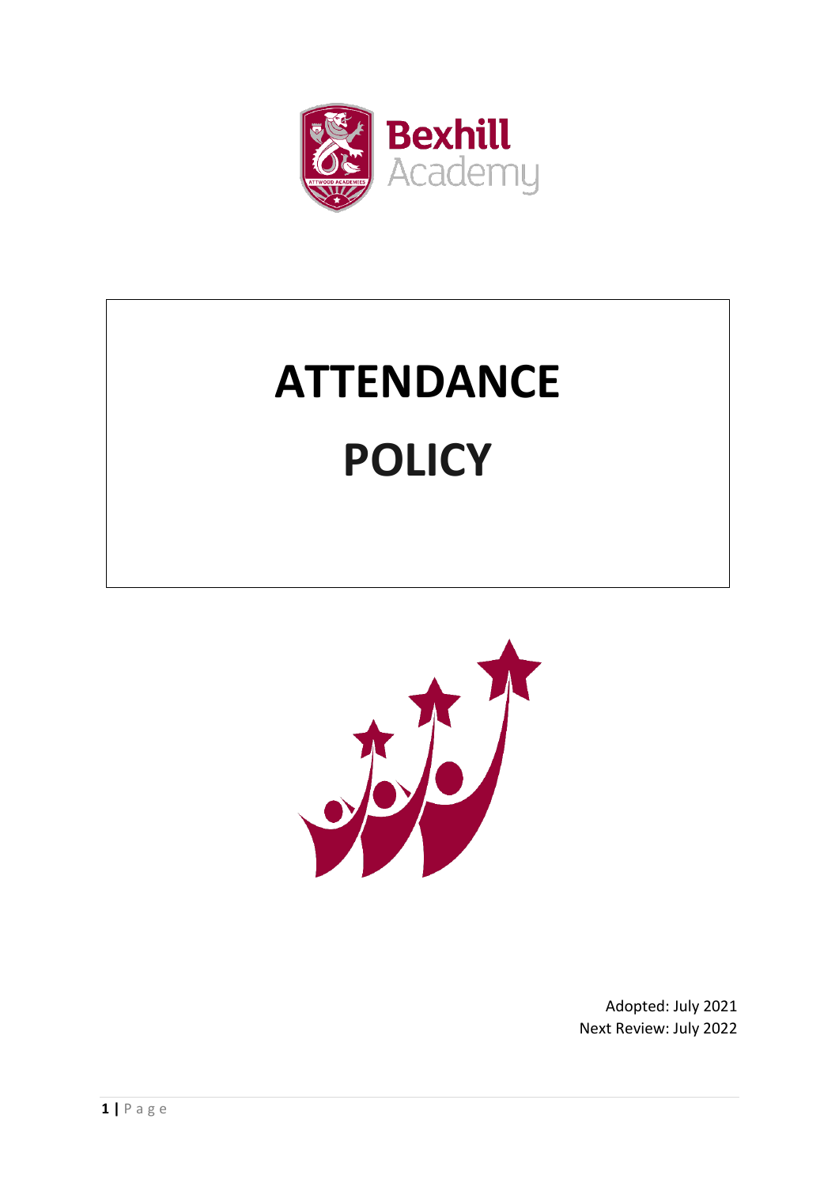Bexhill Academy

# ATTENDANCE POLICY

Adopted: July 2021
Next Review: July 2022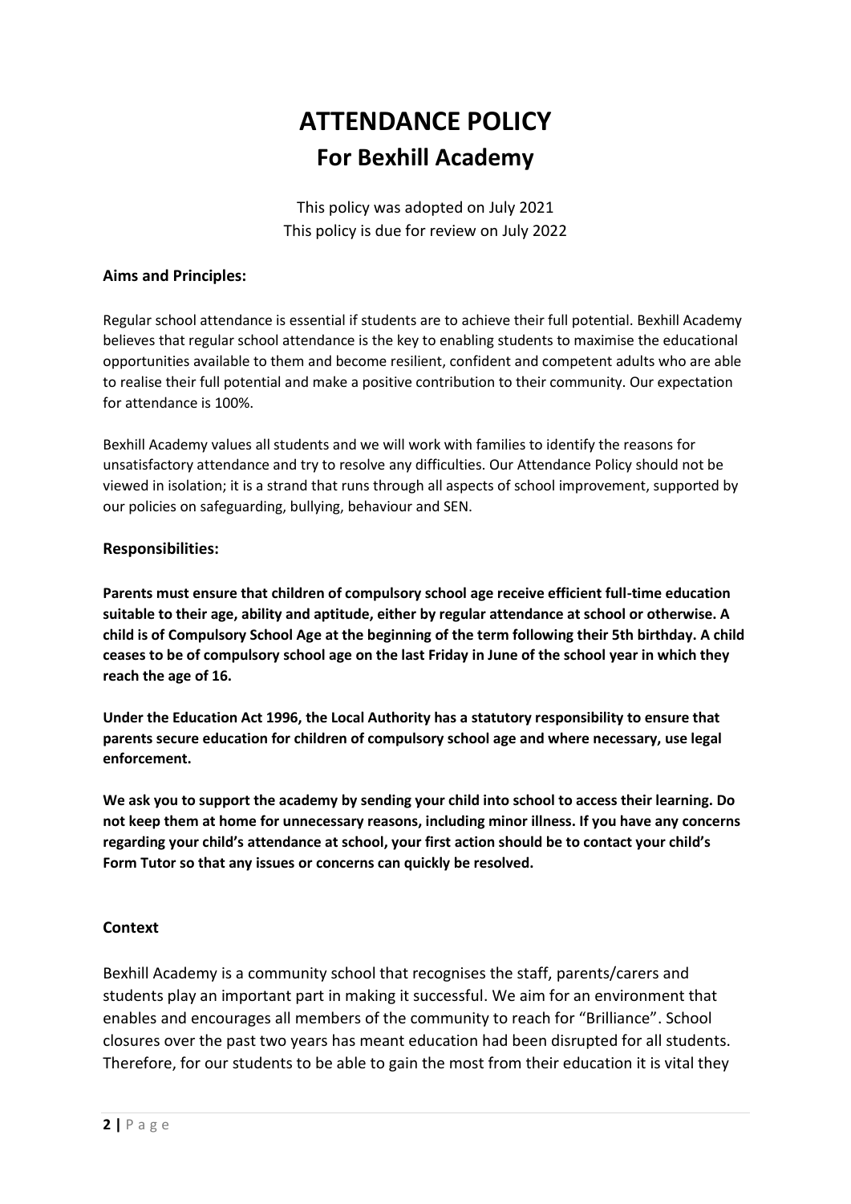# ATTENDANCE POLICY

## For Bexhill Academy

This policy was adopted on July 2021
This policy is due for review on July 2022

### Aims and Principles:

Regular school attendance is essential if students are to achieve their full potential. Bexhill Academy believes that regular school attendance is the key to enabling students to maximise the educational opportunities available to them and become resilient, confident and competent adults who are able to realise their full potential and make a positive contribution to their community. Our expectation for attendance is 100%.

Bexhill Academy values all students and we will work with families to identify the reasons for unsatisfactory attendance and try to resolve any difficulties. Our Attendance Policy should not be viewed in isolation; it is a strand that runs through all aspects of school improvement, supported by our policies on safeguarding, bullying, behaviour and SEN.

### Responsibilities:

**Parents must ensure that children of compulsory school age receive efficient full-time education suitable to their age, ability and aptitude, either by regular attendance at school or otherwise. A child is of Compulsory School Age at the beginning of the term following their 5th birthday. A child ceases to be of compulsory school age on the last Friday in June of the school year in which they reach the age of 16.**

**Under the Education Act 1996, the Local Authority has a statutory responsibility to ensure that parents secure education for children of compulsory school age and where necessary, use legal enforcement.**

**We ask you to support the academy by sending your child into school to access their learning. Do not keep them at home for unnecessary reasons, including minor illness. If you have any concerns regarding your child's attendance at school, your first action should be to contact your child's Form Tutor so that any issues or concerns can quickly be resolved.**

### Context

Bexhill Academy is a community school that recognises the staff, parents/carers and students play an important part in making it successful. We aim for an environment that enables and encourages all members of the community to reach for "Brilliance". School closures over the past two years has meant education had been disrupted for all students. Therefore, for our students to be able to gain the most from their education it is vital they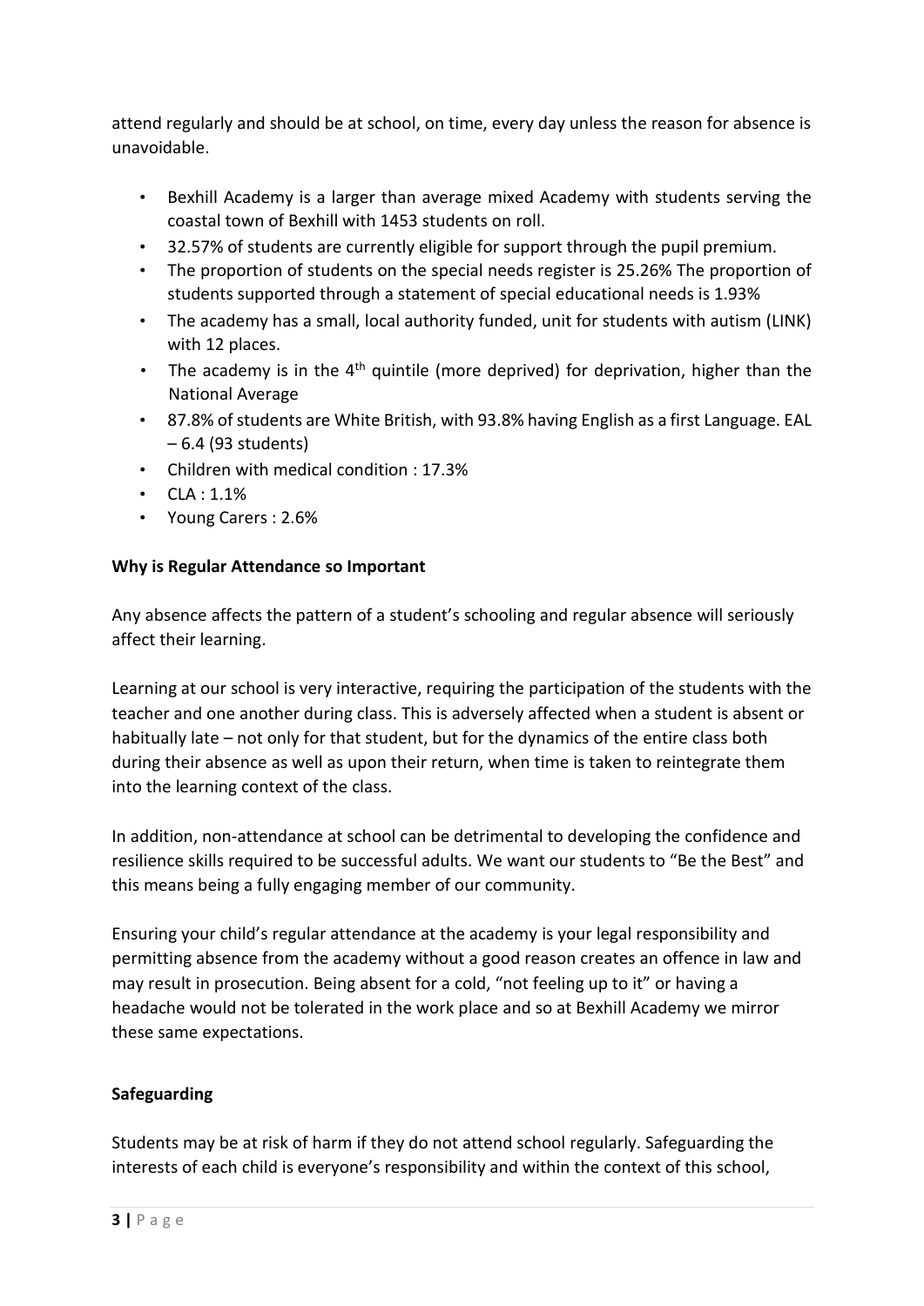attend regularly and should be at school, on time, every day unless the reason for absence is unavoidable.

- Bexhill Academy is a larger than average mixed Academy with students serving the coastal town of Bexhill with 1453 students on roll.
- 32.57% of students are currently eligible for support through the pupil premium.
- The proportion of students on the special needs register is 25.26% The proportion of students supported through a statement of special educational needs is 1.93%
- The academy has a small, local authority funded, unit for students with autism (LINK) with 12 places.
- The academy is in the 4th quintile (more deprived) for deprivation, higher than the National Average
- 87.8% of students are White British, with 93.8% having English as a first Language. EAL – 6.4 (93 students)
- Children with medical condition : 17.3%
- CLA : 1.1%
- Young Carers : 2.6%

**Why is Regular Attendance so Important**

Any absence affects the pattern of a student's schooling and regular absence will seriously affect their learning.

Learning at our school is very interactive, requiring the participation of the students with the teacher and one another during class. This is adversely affected when a student is absent or habitually late – not only for that student, but for the dynamics of the entire class both during their absence as well as upon their return, when time is taken to reintegrate them into the learning context of the class.

In addition, non-attendance at school can be detrimental to developing the confidence and resilience skills required to be successful adults. We want our students to "Be the Best" and this means being a fully engaging member of our community.

Ensuring your child's regular attendance at the academy is your legal responsibility and permitting absence from the academy without a good reason creates an offence in law and may result in prosecution. Being absent for a cold, "not feeling up to it" or having a headache would not be tolerated in the work place and so at Bexhill Academy we mirror these same expectations.

**Safeguarding**

Students may be at risk of harm if they do not attend school regularly. Safeguarding the interests of each child is everyone's responsibility and within the context of this school,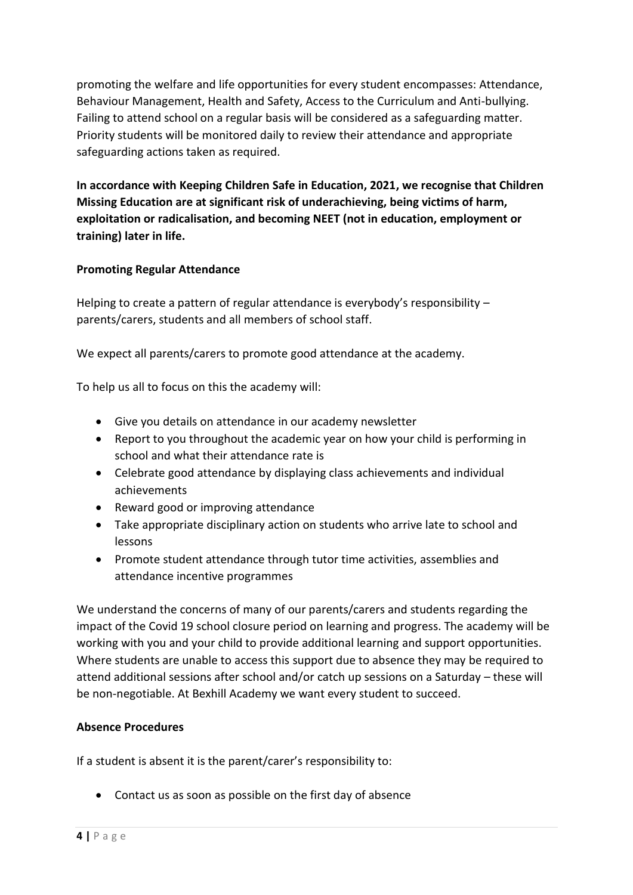promoting the welfare and life opportunities for every student encompasses: Attendance, Behaviour Management, Health and Safety, Access to the Curriculum and Anti-bullying. Failing to attend school on a regular basis will be considered as a safeguarding matter. Priority students will be monitored daily to review their attendance and appropriate safeguarding actions taken as required.

**In accordance with Keeping Children Safe in Education, 2021, we recognise that Children Missing Education are at significant risk of underachieving, being victims of harm, exploitation or radicalisation, and becoming NEET (not in education, employment or training) later in life.**

**Promoting Regular Attendance**

Helping to create a pattern of regular attendance is everybody's responsibility – parents/carers, students and all members of school staff.

We expect all parents/carers to promote good attendance at the academy.

To help us all to focus on this the academy will:

- Give you details on attendance in our academy newsletter
- Report to you throughout the academic year on how your child is performing in school and what their attendance rate is
- Celebrate good attendance by displaying class achievements and individual achievements
- Reward good or improving attendance
- Take appropriate disciplinary action on students who arrive late to school and lessons
- Promote student attendance through tutor time activities, assemblies and attendance incentive programmes

We understand the concerns of many of our parents/carers and students regarding the impact of the Covid 19 school closure period on learning and progress. The academy will be working with you and your child to provide additional learning and support opportunities. Where students are unable to access this support due to absence they may be required to attend additional sessions after school and/or catch up sessions on a Saturday – these will be non-negotiable. At Bexhill Academy we want every student to succeed.

**Absence Procedures**

If a student is absent it is the parent/carer's responsibility to:

- Contact us as soon as possible on the first day of absence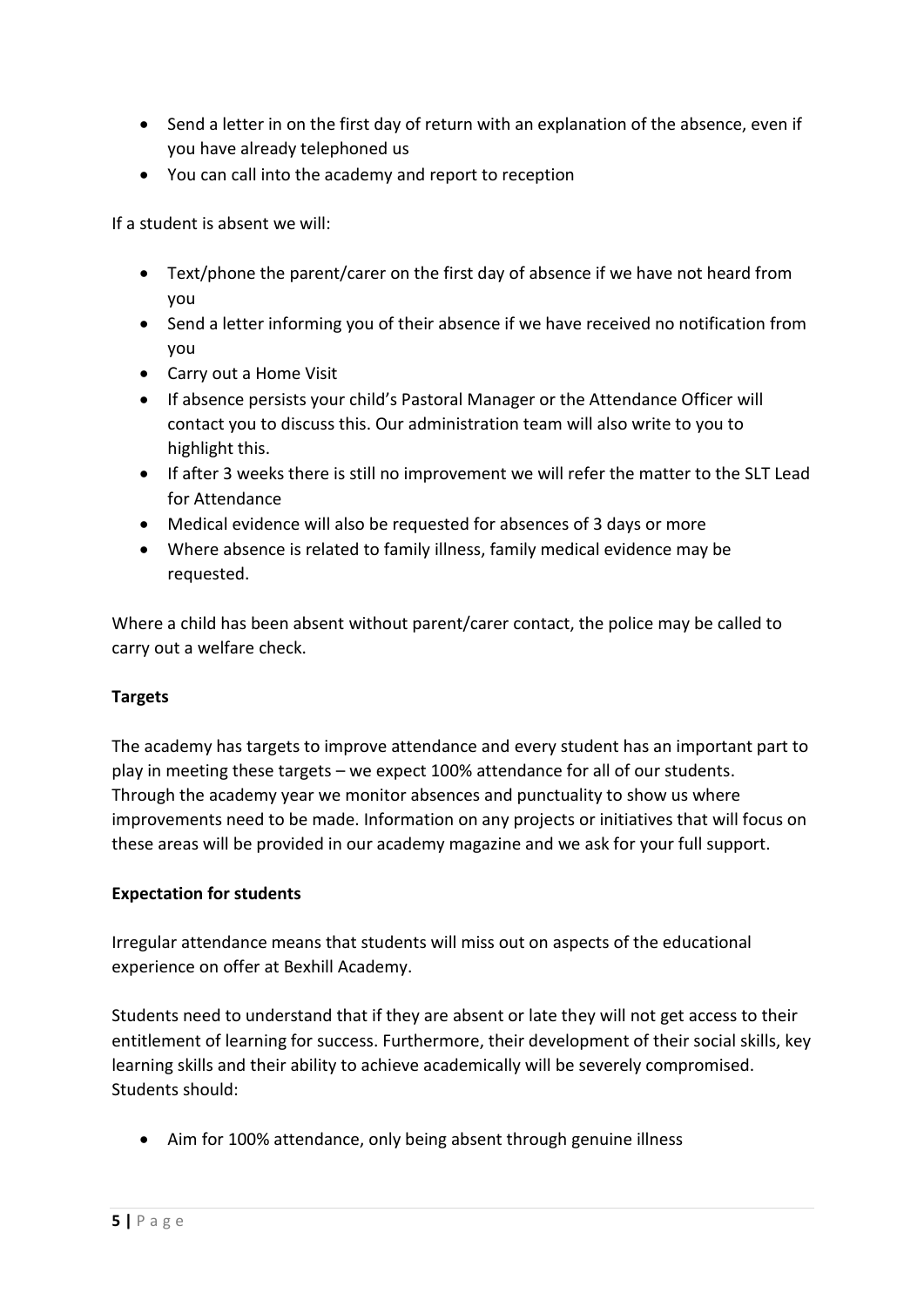- Send a letter in on the first day of return with an explanation of the absence, even if you have already telephoned us
- You can call into the academy and report to reception

If a student is absent we will:

- Text/phone the parent/carer on the first day of absence if we have not heard from you
- Send a letter informing you of their absence if we have received no notification from you
- Carry out a Home Visit
- If absence persists your child's Pastoral Manager or the Attendance Officer will contact you to discuss this. Our administration team will also write to you to highlight this.
- If after 3 weeks there is still no improvement we will refer the matter to the SLT Lead for Attendance
- Medical evidence will also be requested for absences of 3 days or more
- Where absence is related to family illness, family medical evidence may be requested.

Where a child has been absent without parent/carer contact, the police may be called to carry out a welfare check.

**Targets**

The academy has targets to improve attendance and every student has an important part to play in meeting these targets – we expect 100% attendance for all of our students. Through the academy year we monitor absences and punctuality to show us where improvements need to be made. Information on any projects or initiatives that will focus on these areas will be provided in our academy magazine and we ask for your full support.

**Expectation for students**

Irregular attendance means that students will miss out on aspects of the educational experience on offer at Bexhill Academy.

Students need to understand that if they are absent or late they will not get access to their entitlement of learning for success. Furthermore, their development of their social skills, key learning skills and their ability to achieve academically will be severely compromised. Students should:

- Aim for 100% attendance, only being absent through genuine illness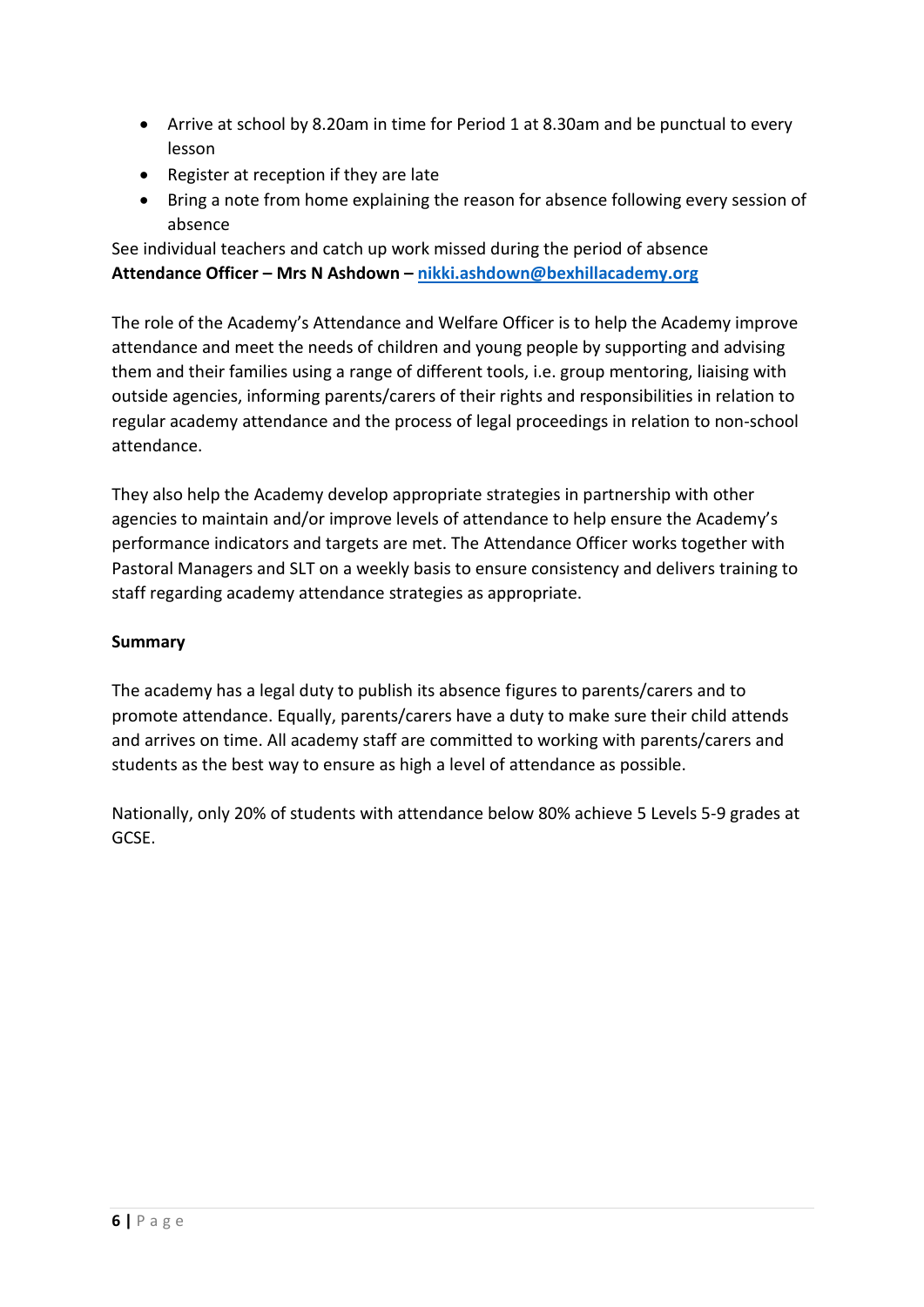- Arrive at school by 8.20am in time for Period 1 at 8.30am and be punctual to every lesson
- Register at reception if they are late
- Bring a note from home explaining the reason for absence following every session of absence

See individual teachers and catch up work missed during the period of absence

**Attendance Officer – Mrs N Ashdown – [nikki.ashdown@bexhillacademy.org](mailto:nikki.ashdown@bexhillacademy.org)**

The role of the Academy's Attendance and Welfare Officer is to help the Academy improve attendance and meet the needs of children and young people by supporting and advising them and their families using a range of different tools, i.e. group mentoring, liaising with outside agencies, informing parents/carers of their rights and responsibilities in relation to regular academy attendance and the process of legal proceedings in relation to non-school attendance.

They also help the Academy develop appropriate strategies in partnership with other agencies to maintain and/or improve levels of attendance to help ensure the Academy's performance indicators and targets are met. The Attendance Officer works together with Pastoral Managers and SLT on a weekly basis to ensure consistency and delivers training to staff regarding academy attendance strategies as appropriate.

**Summary**

The academy has a legal duty to publish its absence figures to parents/carers and to promote attendance. Equally, parents/carers have a duty to make sure their child attends and arrives on time. All academy staff are committed to working with parents/carers and students as the best way to ensure as high a level of attendance as possible.

Nationally, only 20% of students with attendance below 80% achieve 5 Levels 5-9 grades at GCSE.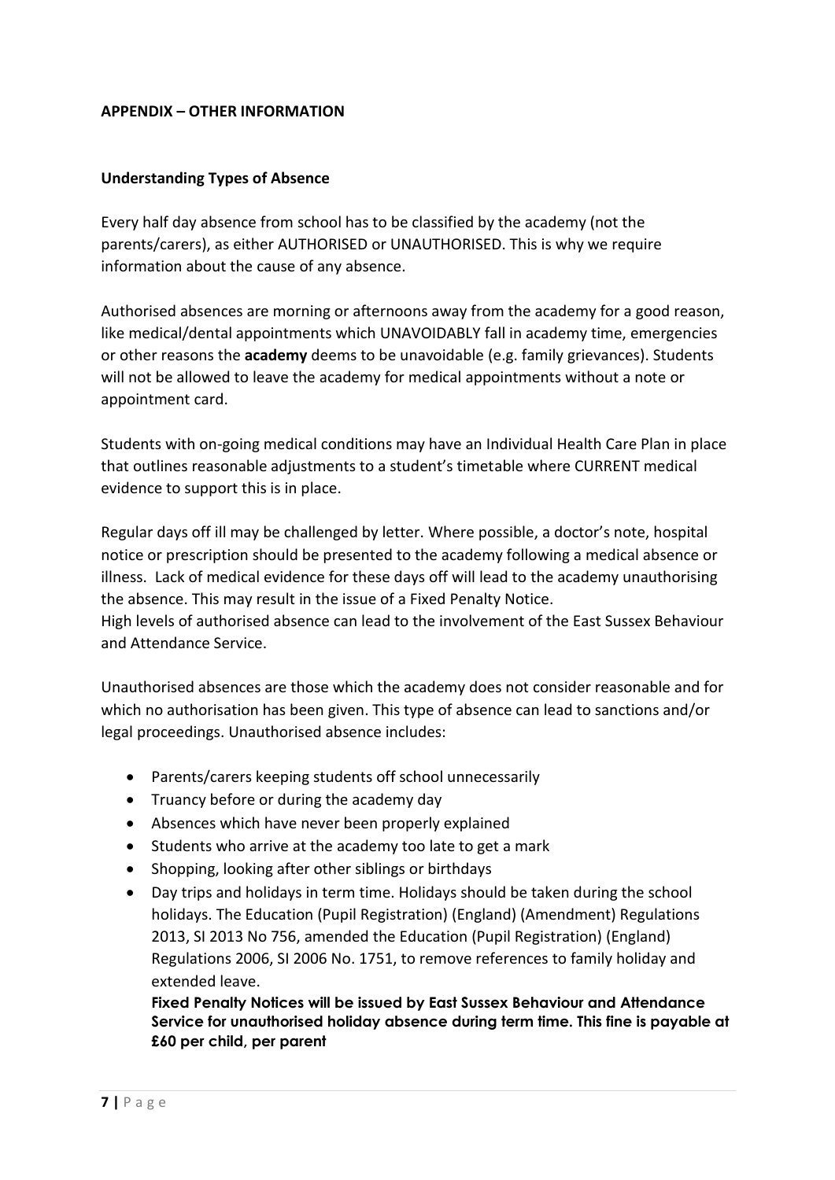**APPENDIX – OTHER INFORMATION**

**Understanding Types of Absence**

Every half day absence from school has to be classified by the academy (not the parents/carers), as either AUTHORISED or UNAUTHORISED. This is why we require information about the cause of any absence.

Authorised absences are morning or afternoons away from the academy for a good reason, like medical/dental appointments which UNAVOIDABLY fall in academy time, emergencies or other reasons the **academy** deems to be unavoidable (e.g. family grievances). Students will not be allowed to leave the academy for medical appointments without a note or appointment card.

Students with on-going medical conditions may have an Individual Health Care Plan in place that outlines reasonable adjustments to a student's timetable where CURRENT medical evidence to support this is in place.

Regular days off ill may be challenged by letter. Where possible, a doctor's note, hospital notice or prescription should be presented to the academy following a medical absence or illness. Lack of medical evidence for these days off will lead to the academy unauthorising the absence. This may result in the issue of a Fixed Penalty Notice.
High levels of authorised absence can lead to the involvement of the East Sussex Behaviour and Attendance Service.

Unauthorised absences are those which the academy does not consider reasonable and for which no authorisation has been given. This type of absence can lead to sanctions and/or legal proceedings. Unauthorised absence includes:

- Parents/carers keeping students off school unnecessarily
- Truancy before or during the academy day
- Absences which have never been properly explained
- Students who arrive at the academy too late to get a mark
- Shopping, looking after other siblings or birthdays
- Day trips and holidays in term time. Holidays should be taken during the school holidays. The Education (Pupil Registration) (England) (Amendment) Regulations 2013, SI 2013 No 756, amended the Education (Pupil Registration) (England) Regulations 2006, SI 2006 No. 1751, to remove references to family holiday and extended leave.
  **Fixed Penalty Notices will be issued by East Sussex Behaviour and Attendance Service for unauthorised holiday absence during term time. This fine is payable at £60 per child, per parent**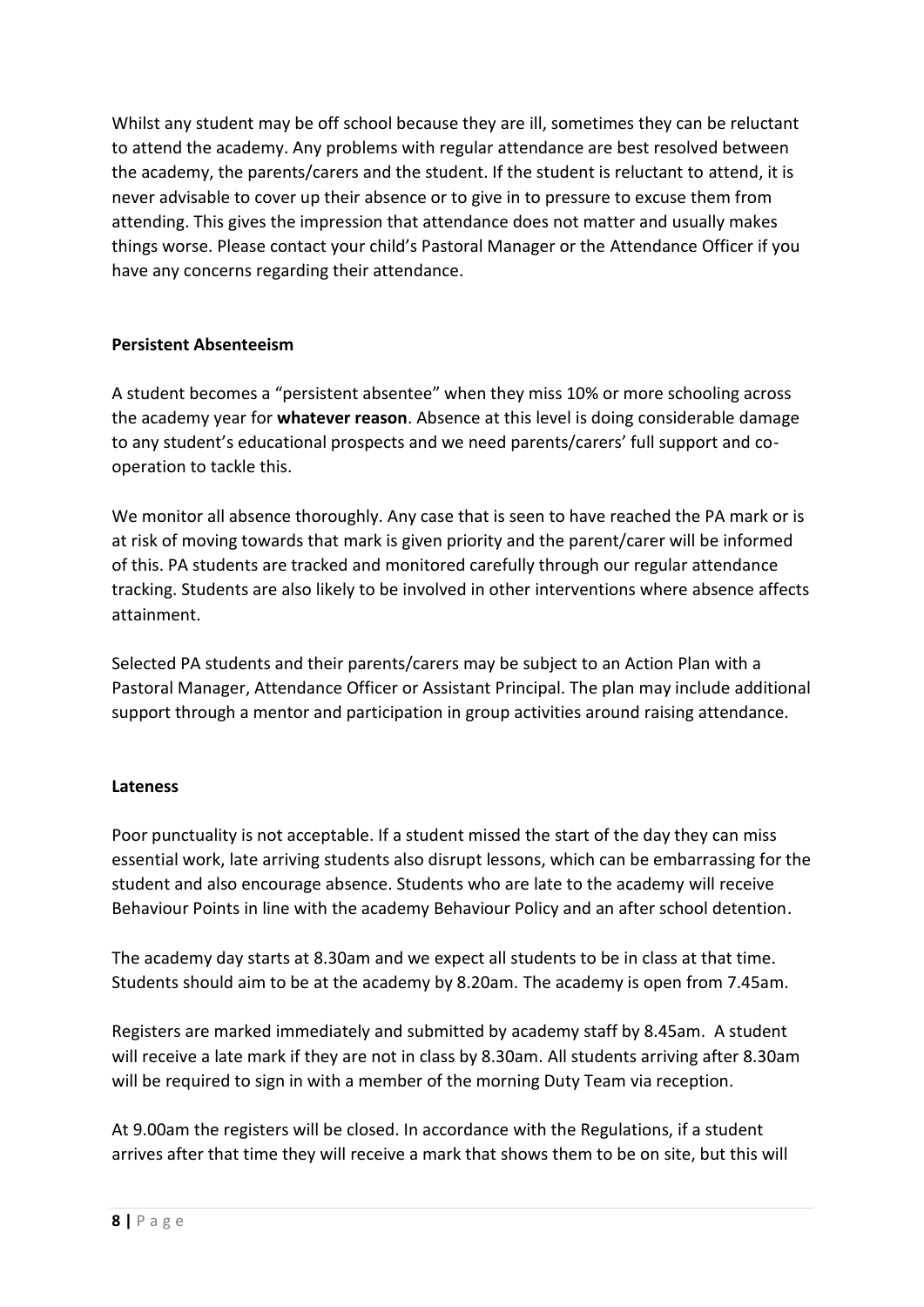Whilst any student may be off school because they are ill, sometimes they can be reluctant to attend the academy. Any problems with regular attendance are best resolved between the academy, the parents/carers and the student. If the student is reluctant to attend, it is never advisable to cover up their absence or to give in to pressure to excuse them from attending. This gives the impression that attendance does not matter and usually makes things worse. Please contact your child's Pastoral Manager or the Attendance Officer if you have any concerns regarding their attendance.

**Persistent Absenteeism**

A student becomes a "persistent absentee" when they miss 10% or more schooling across the academy year for **whatever reason**. Absence at this level is doing considerable damage to any student's educational prospects and we need parents/carers' full support and co-operation to tackle this.

We monitor all absence thoroughly. Any case that is seen to have reached the PA mark or is at risk of moving towards that mark is given priority and the parent/carer will be informed of this. PA students are tracked and monitored carefully through our regular attendance tracking. Students are also likely to be involved in other interventions where absence affects attainment.

Selected PA students and their parents/carers may be subject to an Action Plan with a Pastoral Manager, Attendance Officer or Assistant Principal. The plan may include additional support through a mentor and participation in group activities around raising attendance.

**Lateness**

Poor punctuality is not acceptable. If a student missed the start of the day they can miss essential work, late arriving students also disrupt lessons, which can be embarrassing for the student and also encourage absence. Students who are late to the academy will receive Behaviour Points in line with the academy Behaviour Policy and an after school detention.

The academy day starts at 8.30am and we expect all students to be in class at that time. Students should aim to be at the academy by 8.20am. The academy is open from 7.45am.

Registers are marked immediately and submitted by academy staff by 8.45am. A student will receive a late mark if they are not in class by 8.30am. All students arriving after 8.30am will be required to sign in with a member of the morning Duty Team via reception.

At 9.00am the registers will be closed. In accordance with the Regulations, if a student arrives after that time they will receive a mark that shows them to be on site, but this will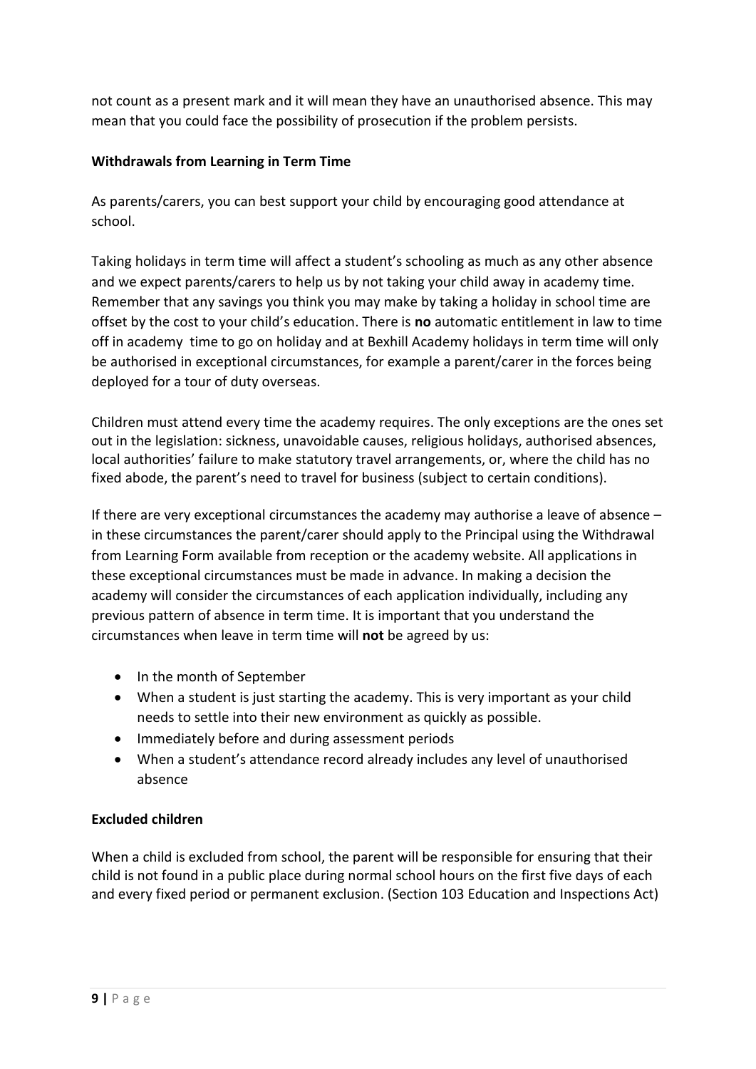not count as a present mark and it will mean they have an unauthorised absence. This may mean that you could face the possibility of prosecution if the problem persists.

**Withdrawals from Learning in Term Time**

As parents/carers, you can best support your child by encouraging good attendance at school.

Taking holidays in term time will affect a student's schooling as much as any other absence and we expect parents/carers to help us by not taking your child away in academy time. Remember that any savings you think you may make by taking a holiday in school time are offset by the cost to your child's education. There is **no** automatic entitlement in law to time off in academy time to go on holiday and at Bexhill Academy holidays in term time will only be authorised in exceptional circumstances, for example a parent/carer in the forces being deployed for a tour of duty overseas.

Children must attend every time the academy requires. The only exceptions are the ones set out in the legislation: sickness, unavoidable causes, religious holidays, authorised absences, local authorities' failure to make statutory travel arrangements, or, where the child has no fixed abode, the parent's need to travel for business (subject to certain conditions).

If there are very exceptional circumstances the academy may authorise a leave of absence – in these circumstances the parent/carer should apply to the Principal using the Withdrawal from Learning Form available from reception or the academy website. All applications in these exceptional circumstances must be made in advance. In making a decision the academy will consider the circumstances of each application individually, including any previous pattern of absence in term time. It is important that you understand the circumstances when leave in term time will **not** be agreed by us:

- In the month of September
- When a student is just starting the academy. This is very important as your child needs to settle into their new environment as quickly as possible.
- Immediately before and during assessment periods
- When a student's attendance record already includes any level of unauthorised absence

**Excluded children**

When a child is excluded from school, the parent will be responsible for ensuring that their child is not found in a public place during normal school hours on the first five days of each and every fixed period or permanent exclusion. (Section 103 Education and Inspections Act)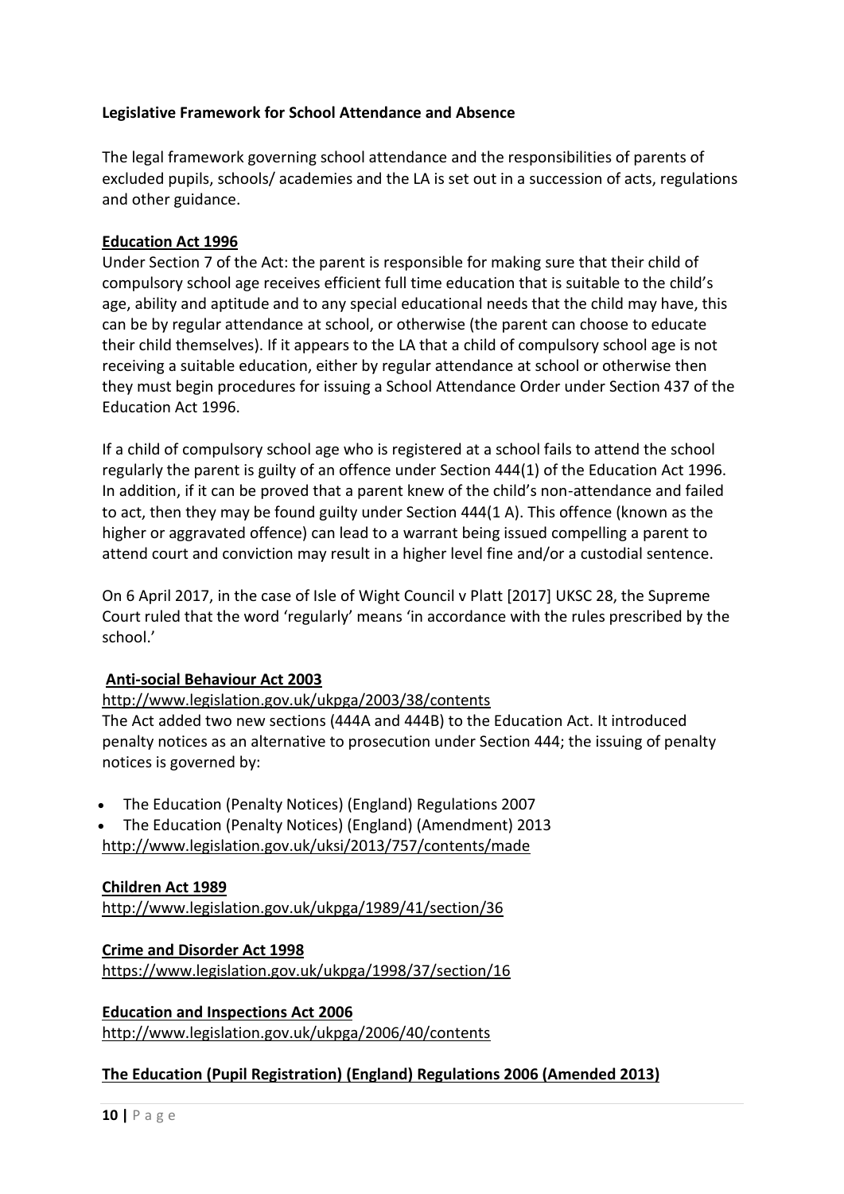**Legislative Framework for School Attendance and Absence**

The legal framework governing school attendance and the responsibilities of parents of excluded pupils, schools/ academies and the LA is set out in a succession of acts, regulations and other guidance.

**Education Act 1996**

Under Section 7 of the Act: the parent is responsible for making sure that their child of compulsory school age receives efficient full time education that is suitable to the child's age, ability and aptitude and to any special educational needs that the child may have, this can be by regular attendance at school, or otherwise (the parent can choose to educate their child themselves). If it appears to the LA that a child of compulsory school age is not receiving a suitable education, either by regular attendance at school or otherwise then they must begin procedures for issuing a School Attendance Order under Section 437 of the Education Act 1996.

If a child of compulsory school age who is registered at a school fails to attend the school regularly the parent is guilty of an offence under Section 444(1) of the Education Act 1996. In addition, if it can be proved that a parent knew of the child's non-attendance and failed to act, then they may be found guilty under Section 444(1 A). This offence (known as the higher or aggravated offence) can lead to a warrant being issued compelling a parent to attend court and conviction may result in a higher level fine and/or a custodial sentence.

On 6 April 2017, in the case of Isle of Wight Council v Platt [2017] UKSC 28, the Supreme Court ruled that the word 'regularly' means 'in accordance with the rules prescribed by the school.'

**Anti-social Behaviour Act 2003**

http://www.legislation.gov.uk/ukpga/2003/38/contents

The Act added two new sections (444A and 444B) to the Education Act. It introduced penalty notices as an alternative to prosecution under Section 444; the issuing of penalty notices is governed by:

- The Education (Penalty Notices) (England) Regulations 2007
- The Education (Penalty Notices) (England) (Amendment) 2013

http://www.legislation.gov.uk/uksi/2013/757/contents/made

**Children Act 1989**

http://www.legislation.gov.uk/ukpga/1989/41/section/36

**Crime and Disorder Act 1998**

https://www.legislation.gov.uk/ukpga/1998/37/section/16

**Education and Inspections Act 2006**

http://www.legislation.gov.uk/ukpga/2006/40/contents

**The Education (Pupil Registration) (England) Regulations 2006 (Amended 2013)**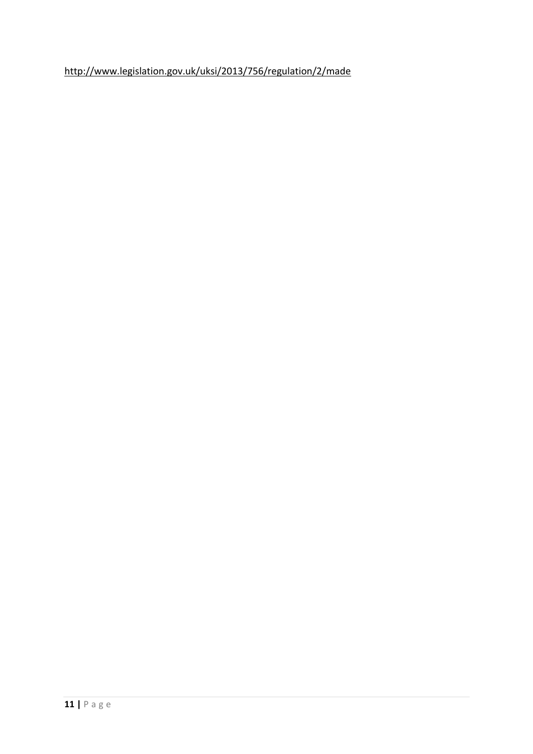http://www.legislation.gov.uk/uksi/2013/756/regulation/2/made